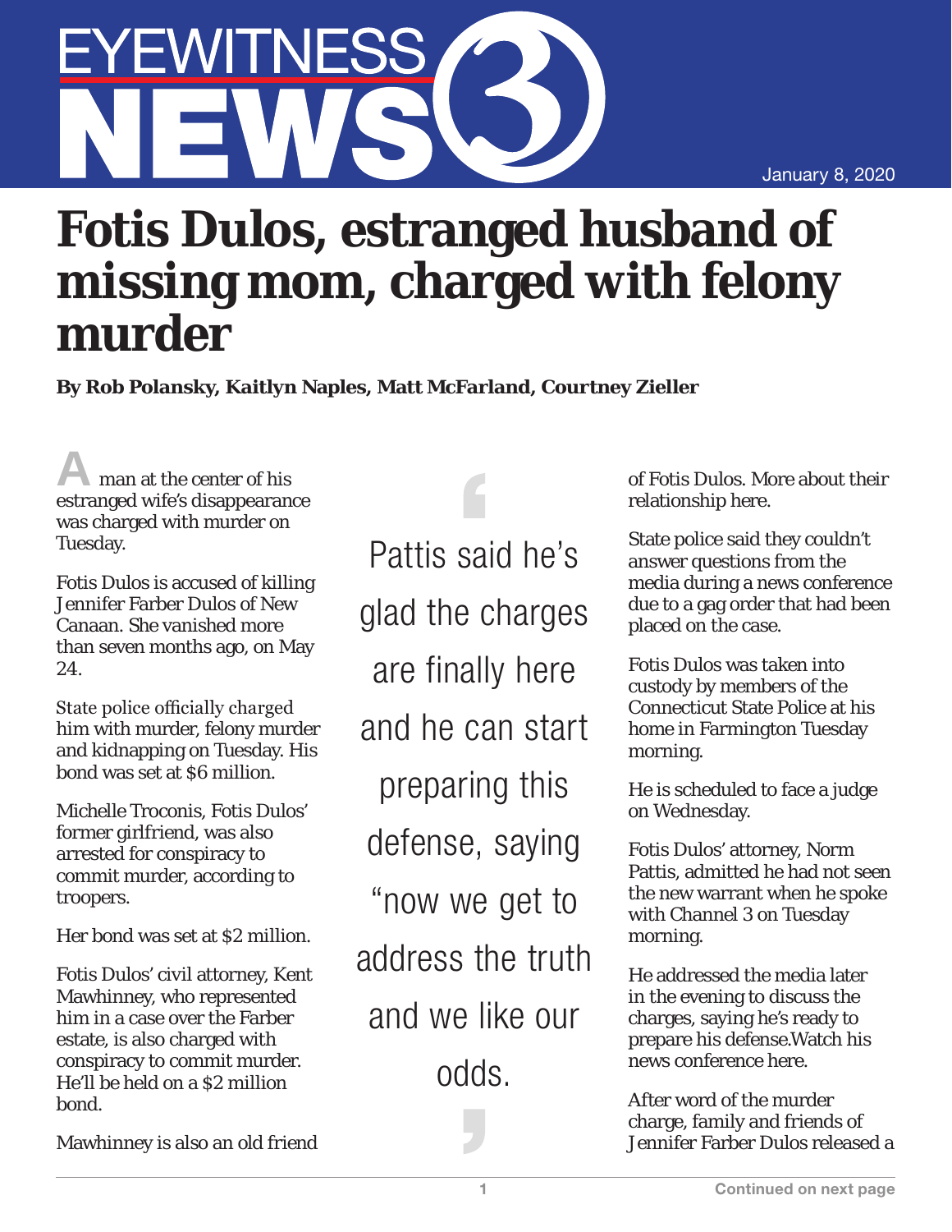January 8, 2020

# Fotis Dulos, estranged husband of missing mom, charged with felony murder

**By Rob Polansky, Kaitlyn Naples, Matt McFarland, Courtney Zieller**

A man at the center of his estranged wife's disappearance was charged with murder on Tuesday.

Fotis Dulos is accused of killing Jennifer Farber Dulos of New Canaan. She vanished more than seven months ago, on May 24.

State police officially charged him with murder, felony murder and kidnapping on Tuesday. His bond was set at $6 million.

Michelle Troconis, Fotis Dulos' former girlfriend, was also arrested for conspiracy to commit murder, according to troopers.

Her bond was set at $2 million.

Fotis Dulos' civil attorney, Kent Mawhinney, who represented him in a case over the Farber estate, is also charged with conspiracy to commit murder. He'll be held on a $2 million bond.

Mawhinney is also an old friend of Fotis Dulos. More about their relationship here.

> Pattis said he's glad the charges are finally here and he can start preparing this defense, saying "now we get to address the truth and we like our odds.

State police said they couldn't answer questions from the media during a news conference due to a gag order that had been placed on the case.

Fotis Dulos was taken into custody by members of the Connecticut State Police at his home in Farmington Tuesday morning.

He is scheduled to face a judge on Wednesday.

Fotis Dulos' attorney, Norm Pattis, admitted he had not seen the new warrant when he spoke with Channel 3 on Tuesday morning.

He addressed the media later in the evening to discuss the charges, saying he's ready to prepare his defense.Watch his news conference here.

After word of the murder charge, family and friends of Jennifer Farber Dulos released a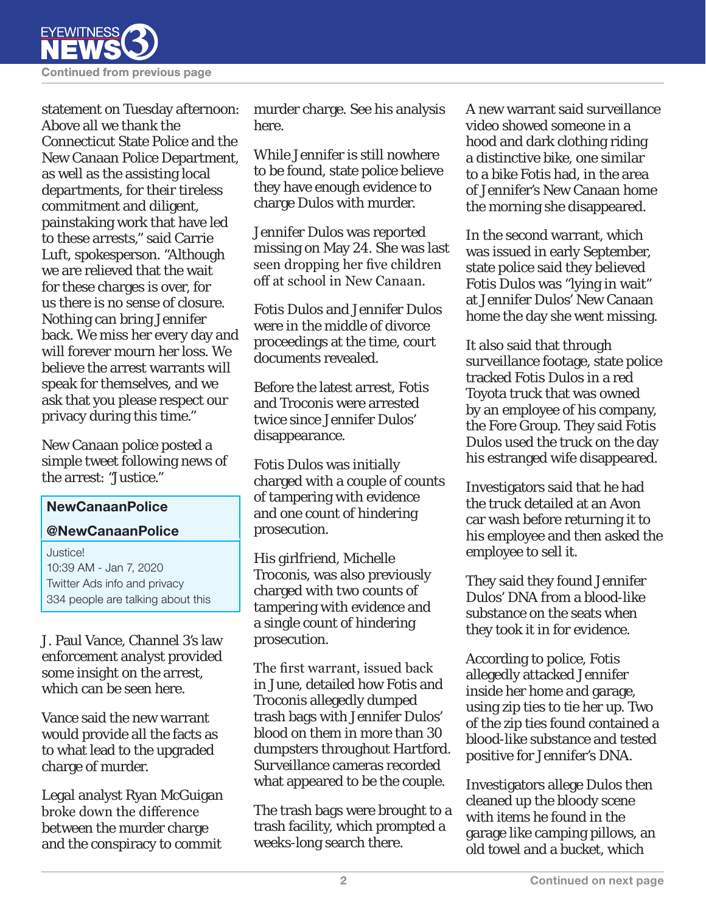statement on Tuesday afternoon: Above all we thank the Connecticut State Police and the New Canaan Police Department, as well as the assisting local departments, for their tireless commitment and diligent, painstaking work that have led to these arrests," said Carrie Luft, spokesperson. "Although we are relieved that the wait for these charges is over, for us there is no sense of closure. Nothing can bring Jennifer back. We miss her every day and will forever mourn her loss. We believe the arrest warrants will speak for themselves, and we ask that you please respect our privacy during this time."

New Canaan police posted a simple tweet following news of the arrest: "Justice."

> **NewCanaanPolice**
>
> **@NewCanaanPolice**
>
> Justice!
> 10:39 AM - Jan 7, 2020
> Twitter Ads info and privacy
> 334 people are talking about this

J. Paul Vance, Channel 3's law enforcement analyst provided some insight on the arrest, which can be seen here.

Vance said the new warrant would provide all the facts as to what lead to the upgraded charge of murder.

Legal analyst Ryan McGuigan broke down the difference between the murder charge and the conspiracy to commit murder charge. See his analysis here.

While Jennifer is still nowhere to be found, state police believe they have enough evidence to charge Dulos with murder.

Jennifer Dulos was reported missing on May 24. She was last seen dropping her five children off at school in New Canaan.

Fotis Dulos and Jennifer Dulos were in the middle of divorce proceedings at the time, court documents revealed.

Before the latest arrest, Fotis and Troconis were arrested twice since Jennifer Dulos' disappearance.

Fotis Dulos was initially charged with a couple of counts of tampering with evidence and one count of hindering prosecution.

His girlfriend, Michelle Troconis, was also previously charged with two counts of tampering with evidence and a single count of hindering prosecution.

The first warrant, issued back in June, detailed how Fotis and Troconis allegedly dumped trash bags with Jennifer Dulos' blood on them in more than 30 dumpsters throughout Hartford. Surveillance cameras recorded what appeared to be the couple.

The trash bags were brought to a trash facility, which prompted a weeks-long search there.

A new warrant said surveillance video showed someone in a hood and dark clothing riding a distinctive bike, one similar to a bike Fotis had, in the area of Jennifer's New Canaan home the morning she disappeared.

In the second warrant, which was issued in early September, state police said they believed Fotis Dulos was "lying in wait" at Jennifer Dulos' New Canaan home the day she went missing.

It also said that through surveillance footage, state police tracked Fotis Dulos in a red Toyota truck that was owned by an employee of his company, the Fore Group. They said Fotis Dulos used the truck on the day his estranged wife disappeared.

Investigators said that he had the truck detailed at an Avon car wash before returning it to his employee and then asked the employee to sell it.

They said they found Jennifer Dulos' DNA from a blood-like substance on the seats when they took it in for evidence.

According to police, Fotis allegedly attacked Jennifer inside her home and garage, using zip ties to tie her up. Two of the zip ties found contained a blood-like substance and tested positive for Jennifer's DNA.

Investigators allege Dulos then cleaned up the bloody scene with items he found in the garage like camping pillows, an old towel and a bucket, which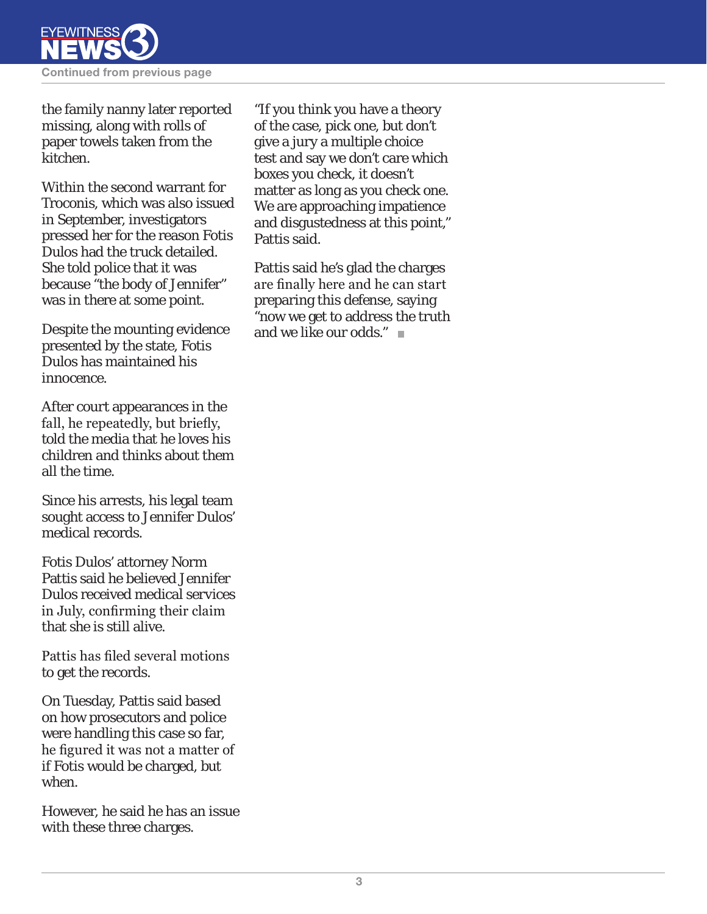the family nanny later reported missing, along with rolls of paper towels taken from the kitchen.

Within the second warrant for Troconis, which was also issued in September, investigators pressed her for the reason Fotis Dulos had the truck detailed. She told police that it was because "the body of Jennifer" was in there at some point.

Despite the mounting evidence presented by the state, Fotis Dulos has maintained his innocence.

After court appearances in the fall, he repeatedly, but briefly, told the media that he loves his children and thinks about them all the time.

Since his arrests, his legal team sought access to Jennifer Dulos' medical records.

Fotis Dulos' attorney Norm Pattis said he believed Jennifer Dulos received medical services in July, confirming their claim that she is still alive.

Pattis has filed several motions to get the records.

On Tuesday, Pattis said based on how prosecutors and police were handling this case so far, he figured it was not a matter of if Fotis would be charged, but when.

However, he said he has an issue with these three charges.

"If you think you have a theory of the case, pick one, but don't give a jury a multiple choice test and say we don't care which boxes you check, it doesn't matter as long as you check one. We are approaching impatience and disgustedness at this point," Pattis said.

Pattis said he's glad the charges are finally here and he can start preparing this defense, saying "now we get to address the truth and we like our odds."